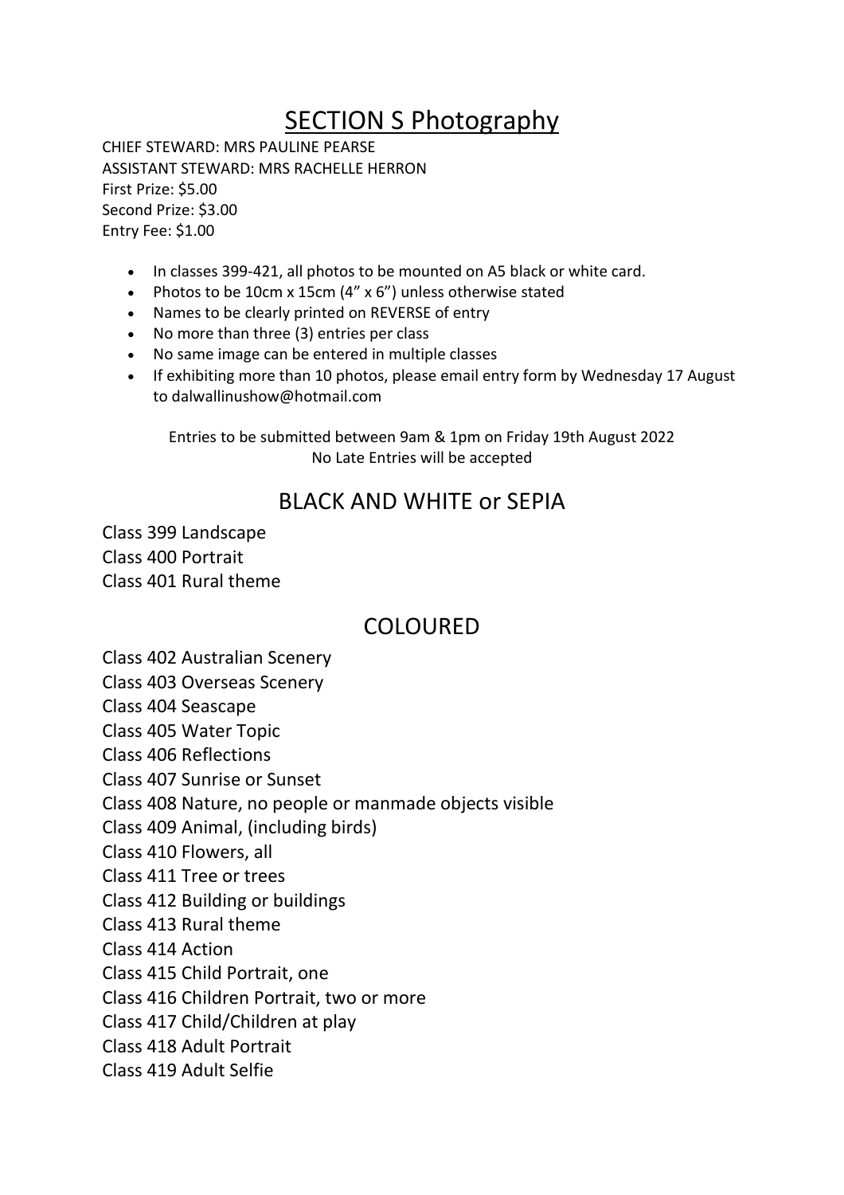# SECTION S Photography

CHIEF STEWARD: MRS PAULINE PEARSE
ASSISTANT STEWARD: MRS RACHELLE HERRON
First Prize: $5.00
Second Prize: $3.00
Entry Fee: $1.00

- In classes 399-421, all photos to be mounted on A5 black or white card.
- Photos to be 10cm x 15cm (4" x 6") unless otherwise stated
- Names to be clearly printed on REVERSE of entry
- No more than three (3) entries per class
- No same image can be entered in multiple classes
- If exhibiting more than 10 photos, please email entry form by Wednesday 17 August to dalwallinushow@hotmail.com

Entries to be submitted between 9am & 1pm on Friday 19th August 2022
No Late Entries will be accepted

## BLACK AND WHITE or SEPIA

Class 399 Landscape
Class 400 Portrait
Class 401 Rural theme

## COLOURED

Class 402 Australian Scenery
Class 403 Overseas Scenery
Class 404 Seascape
Class 405 Water Topic
Class 406 Reflections
Class 407 Sunrise or Sunset
Class 408 Nature, no people or manmade objects visible
Class 409 Animal, (including birds)
Class 410 Flowers, all
Class 411 Tree or trees
Class 412 Building or buildings
Class 413 Rural theme
Class 414 Action
Class 415 Child Portrait, one
Class 416 Children Portrait, two or more
Class 417 Child/Children at play
Class 418 Adult Portrait
Class 419 Adult Selfie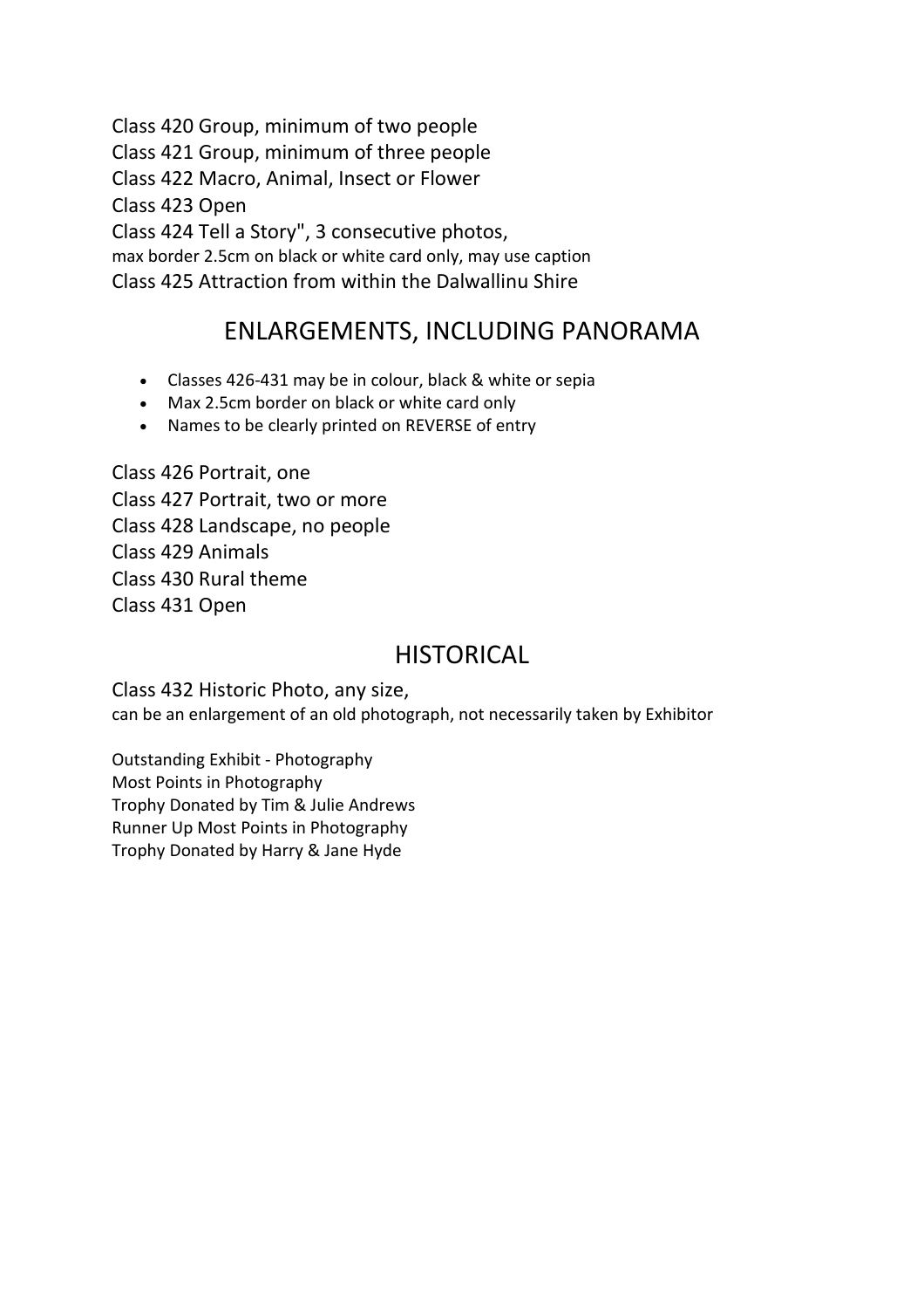Class 420 Group, minimum of two people
Class 421 Group, minimum of three people
Class 422 Macro, Animal, Insect or Flower
Class 423 Open
Class 424 Tell a Story", 3 consecutive photos,
max border 2.5cm on black or white card only, may use caption
Class 425 Attraction from within the Dalwallinu Shire

## ENLARGEMENTS, INCLUDING PANORAMA

- Classes 426-431 may be in colour, black & white or sepia
- Max 2.5cm border on black or white card only
- Names to be clearly printed on REVERSE of entry

Class 426 Portrait, one
Class 427 Portrait, two or more
Class 428 Landscape, no people
Class 429 Animals
Class 430 Rural theme
Class 431 Open

## HISTORICAL

Class 432 Historic Photo, any size,
can be an enlargement of an old photograph, not necessarily taken by Exhibitor

Outstanding Exhibit - Photography
Most Points in Photography
Trophy Donated by Tim & Julie Andrews
Runner Up Most Points in Photography
Trophy Donated by Harry & Jane Hyde